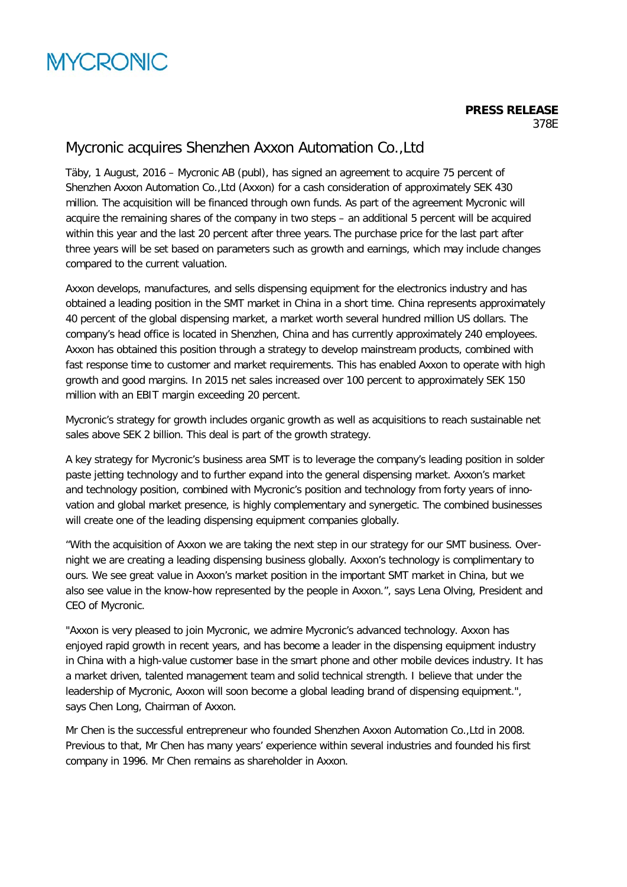MYCRONIC

**PRESS RELEASE**
378E

# Mycronic acquires Shenzhen Axxon Automation Co.,Ltd

Täby, 1 August, 2016 – Mycronic AB (publ), has signed an agreement to acquire 75 percent of Shenzhen Axxon Automation Co.,Ltd (Axxon) for a cash consideration of approximately SEK 430 million. The acquisition will be financed through own funds. As part of the agreement Mycronic will acquire the remaining shares of the company in two steps – an additional 5 percent will be acquired within this year and the last 20 percent after three years. The purchase price for the last part after three years will be set based on parameters such as growth and earnings, which may include changes compared to the current valuation.

Axxon develops, manufactures, and sells dispensing equipment for the electronics industry and has obtained a leading position in the SMT market in China in a short time. China represents approximately 40 percent of the global dispensing market, a market worth several hundred million US dollars. The company's head office is located in Shenzhen, China and has currently approximately 240 employees. Axxon has obtained this position through a strategy to develop mainstream products, combined with fast response time to customer and market requirements. This has enabled Axxon to operate with high growth and good margins. In 2015 net sales increased over 100 percent to approximately SEK 150 million with an EBIT margin exceeding 20 percent.

Mycronic's strategy for growth includes organic growth as well as acquisitions to reach sustainable net sales above SEK 2 billion. This deal is part of the growth strategy.

A key strategy for Mycronic's business area SMT is to leverage the company's leading position in solder paste jetting technology and to further expand into the general dispensing market. Axxon's market and technology position, combined with Mycronic's position and technology from forty years of innovation and global market presence, is highly complementary and synergetic. The combined businesses will create one of the leading dispensing equipment companies globally.

"With the acquisition of Axxon we are taking the next step in our strategy for our SMT business. Overnight we are creating a leading dispensing business globally. Axxon's technology is complimentary to ours. We see great value in Axxon's market position in the important SMT market in China, but we also see value in the know-how represented by the people in Axxon.", says Lena Olving, President and CEO of Mycronic.

"Axxon is very pleased to join Mycronic, we admire Mycronic's advanced technology. Axxon has enjoyed rapid growth in recent years, and has become a leader in the dispensing equipment industry in China with a high-value customer base in the smart phone and other mobile devices industry. It has a market driven, talented management team and solid technical strength. I believe that under the leadership of Mycronic, Axxon will soon become a global leading brand of dispensing equipment.", says Chen Long, Chairman of Axxon.

Mr Chen is the successful entrepreneur who founded Shenzhen Axxon Automation Co.,Ltd in 2008. Previous to that, Mr Chen has many years' experience within several industries and founded his first company in 1996. Mr Chen remains as shareholder in Axxon.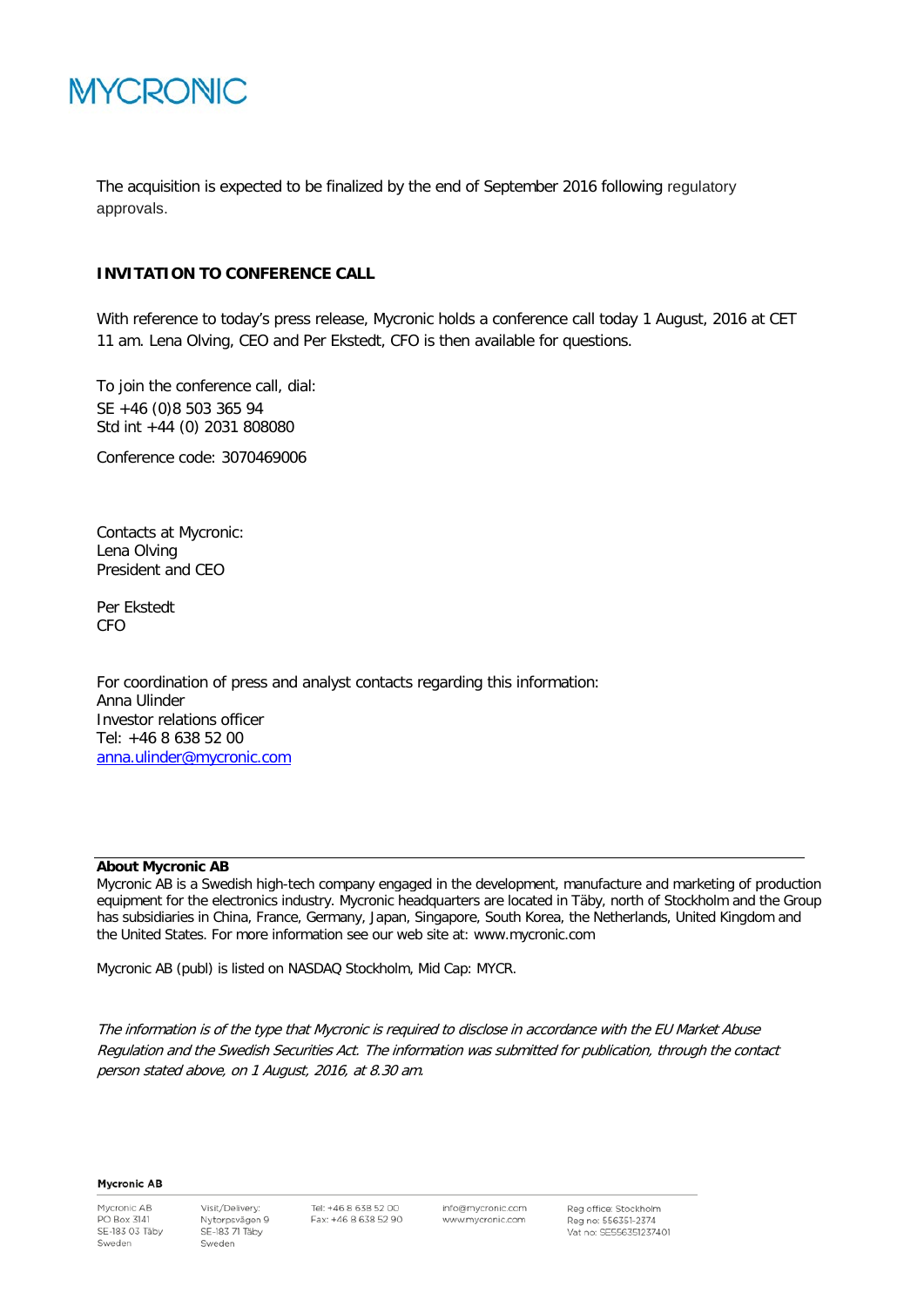The acquisition is expected to be finalized by the end of September 2016 following regulatory approvals.

**INVITATION TO CONFERENCE CALL**

With reference to today's press release, Mycronic holds a conference call today 1 August, 2016 at CET 11 am. Lena Olving, CEO and Per Ekstedt, CFO is then available for questions.

To join the conference call, dial:
SE +46 (0)8 503 365 94
Std int +44 (0) 2031 808080

Conference code: 3070469006

Contacts at Mycronic:
Lena Olving
President and CEO

Per Ekstedt
CFO

For coordination of press and analyst contacts regarding this information:
Anna Ulinder
Investor relations officer
Tel: +46 8 638 52 00
anna.ulinder@mycronic.com

**About Mycronic AB**
Mycronic AB is a Swedish high-tech company engaged in the development, manufacture and marketing of production equipment for the electronics industry. Mycronic headquarters are located in Täby, north of Stockholm and the Group has subsidiaries in China, France, Germany, Japan, Singapore, South Korea, the Netherlands, United Kingdom and the United States. For more information see our web site at: www.mycronic.com

Mycronic AB (publ) is listed on NASDAQ Stockholm, Mid Cap: MYCR.

*The information is of the type that Mycronic is required to disclose in accordance with the EU Market Abuse Regulation and the Swedish Securities Act. The information was submitted for publication, through the contact person stated above, on 1 August, 2016, at 8.30 am.*